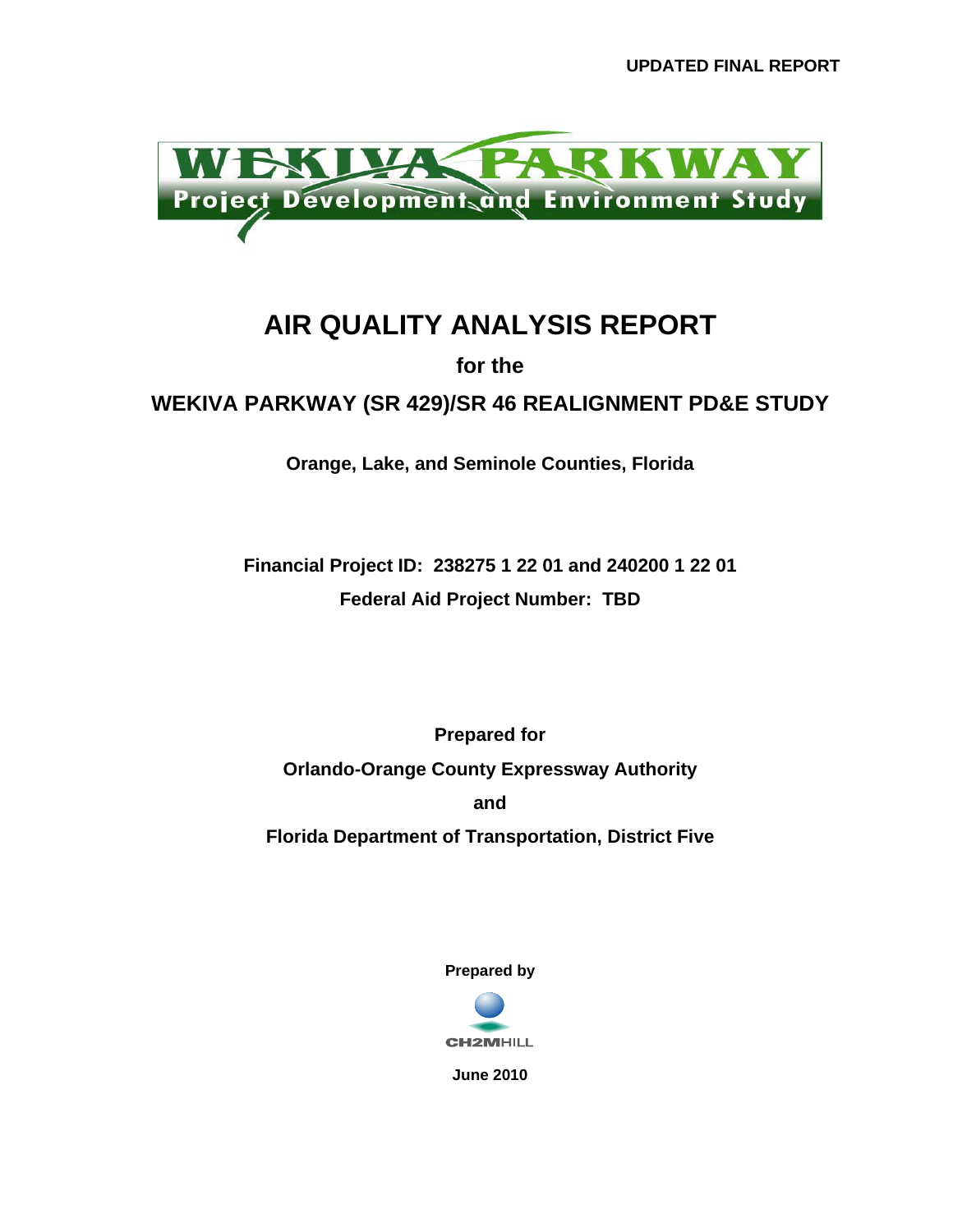UPDATED FINAL REPORT

WEKIVA PARKWAY

Project Development and Environment Study

# AIR QUALITY ANALYSIS REPORT

**for the**

## WEKIVA PARKWAY (SR 429)/SR 46 REALIGNMENT PD&E STUDY

**Orange, Lake, and Seminole Counties, Florida**

**Financial Project ID: 238275 1 22 01 and 240200 1 22 01**

**Federal Aid Project Number: TBD**

**Prepared for**

**Orlando-Orange County Expressway Authority**

**and**

**Florida Department of Transportation, District Five**

**Prepared by**

CH2MHILL

**June 2010**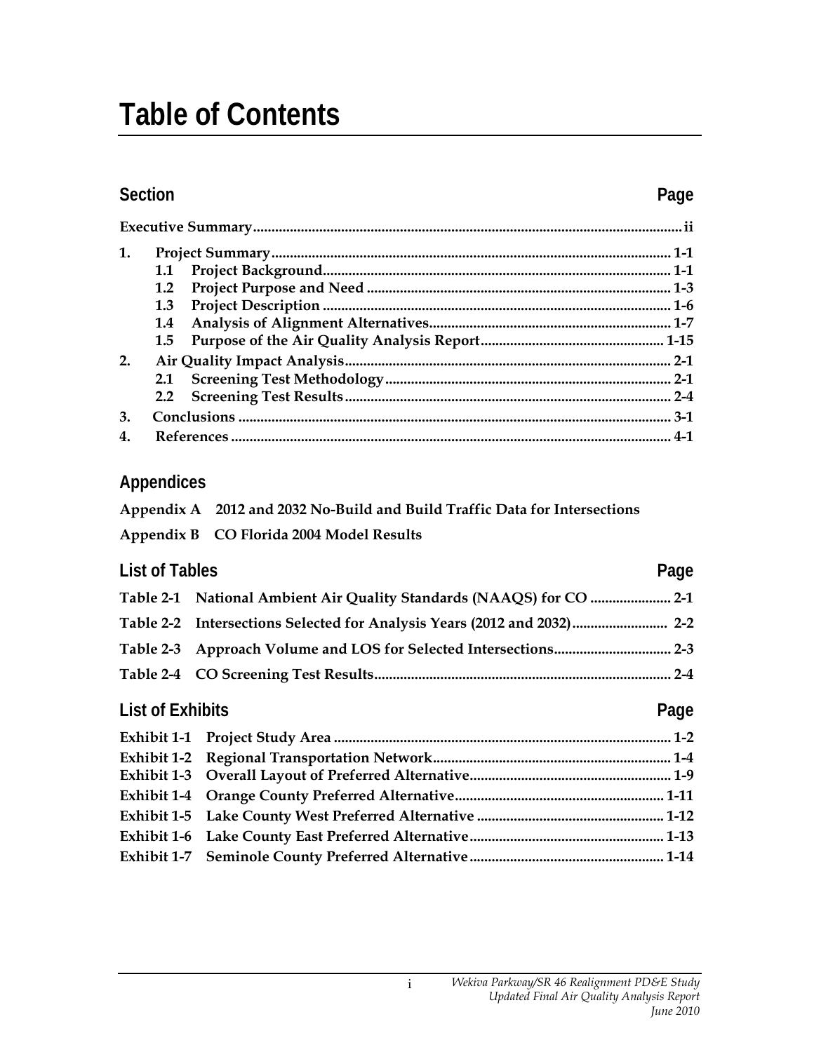# Table of Contents

| Section | | Page |
|---|---|---|
| **Executive Summary** | | **ii** |
| **1.** | **Project Summary** | **1-1** |
| | **1.1 Project Background** | **1-1** |
| | **1.2 Project Purpose and Need** | **1-3** |
| | **1.3 Project Description** | **1-6** |
| | **1.4 Analysis of Alignment Alternatives** | **1-7** |
| | **1.5 Purpose of the Air Quality Analysis Report** | **1-15** |
| **2.** | **Air Quality Impact Analysis** | **2-1** |
| | **2.1 Screening Test Methodology** | **2-1** |
| | **2.2 Screening Test Results** | **2-4** |
| **3.** | **Conclusions** | **3-1** |
| **4.** | **References** | **4-1** |

## Appendices

**Appendix A 2012 and 2032 No-Build and Build Traffic Data for Intersections**

**Appendix B CO Florida 2004 Model Results**

## List of Tables

| | | Page |
|---|---|---|
| **Table 2-1** | **National Ambient Air Quality Standards (NAAQS) for CO** | **2-1** |
| **Table 2-2** | **Intersections Selected for Analysis Years (2012 and 2032)** | **2-2** |
| **Table 2-3** | **Approach Volume and LOS for Selected Intersections** | **2-3** |
| **Table 2-4** | **CO Screening Test Results** | **2-4** |

## List of Exhibits

| | | Page |
|---|---|---|
| **Exhibit 1-1** | **Project Study Area** | **1-2** |
| **Exhibit 1-2** | **Regional Transportation Network** | **1-4** |
| **Exhibit 1-3** | **Overall Layout of Preferred Alternative** | **1-9** |
| **Exhibit 1-4** | **Orange County Preferred Alternative** | **1-11** |
| **Exhibit 1-5** | **Lake County West Preferred Alternative** | **1-12** |
| **Exhibit 1-6** | **Lake County East Preferred Alternative** | **1-13** |
| **Exhibit 1-7** | **Seminole County Preferred Alternative** | **1-14** |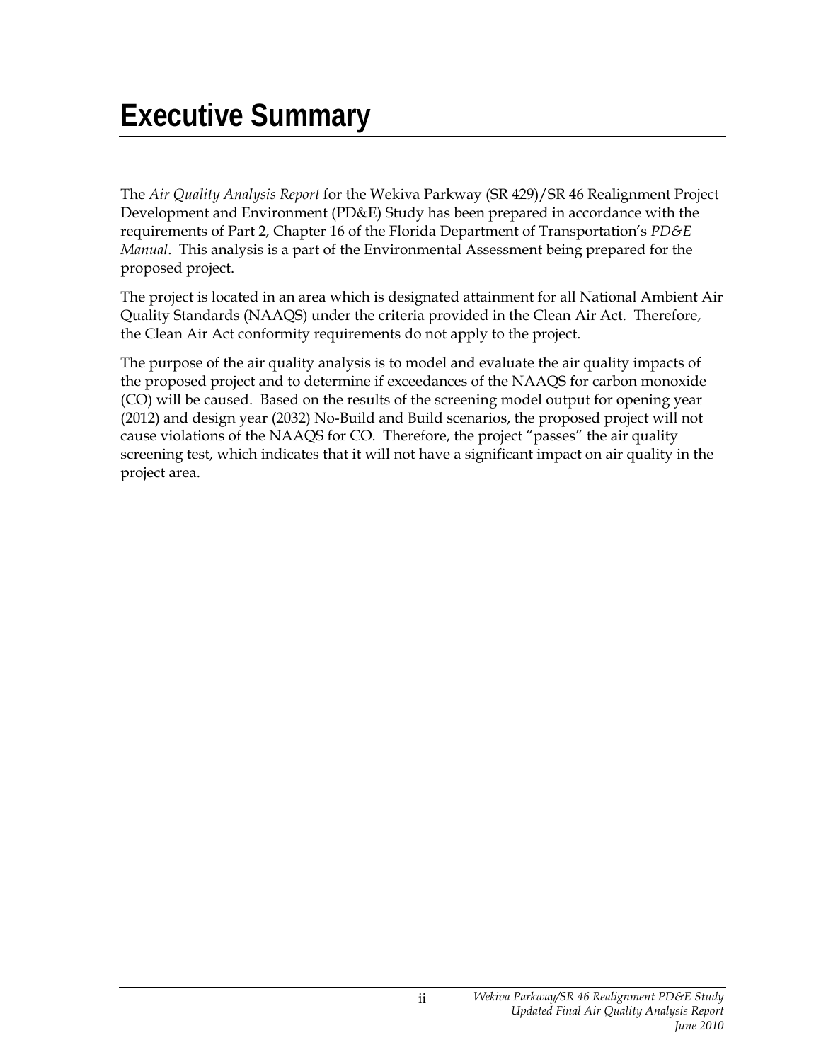# Executive Summary

The *Air Quality Analysis Report* for the Wekiva Parkway (SR 429)/SR 46 Realignment Project Development and Environment (PD&E) Study has been prepared in accordance with the requirements of Part 2, Chapter 16 of the Florida Department of Transportation's *PD&E Manual*. This analysis is a part of the Environmental Assessment being prepared for the proposed project.

The project is located in an area which is designated attainment for all National Ambient Air Quality Standards (NAAQS) under the criteria provided in the Clean Air Act. Therefore, the Clean Air Act conformity requirements do not apply to the project.

The purpose of the air quality analysis is to model and evaluate the air quality impacts of the proposed project and to determine if exceedances of the NAAQS for carbon monoxide (CO) will be caused. Based on the results of the screening model output for opening year (2012) and design year (2032) No-Build and Build scenarios, the proposed project will not cause violations of the NAAQS for CO. Therefore, the project "passes" the air quality screening test, which indicates that it will not have a significant impact on air quality in the project area.